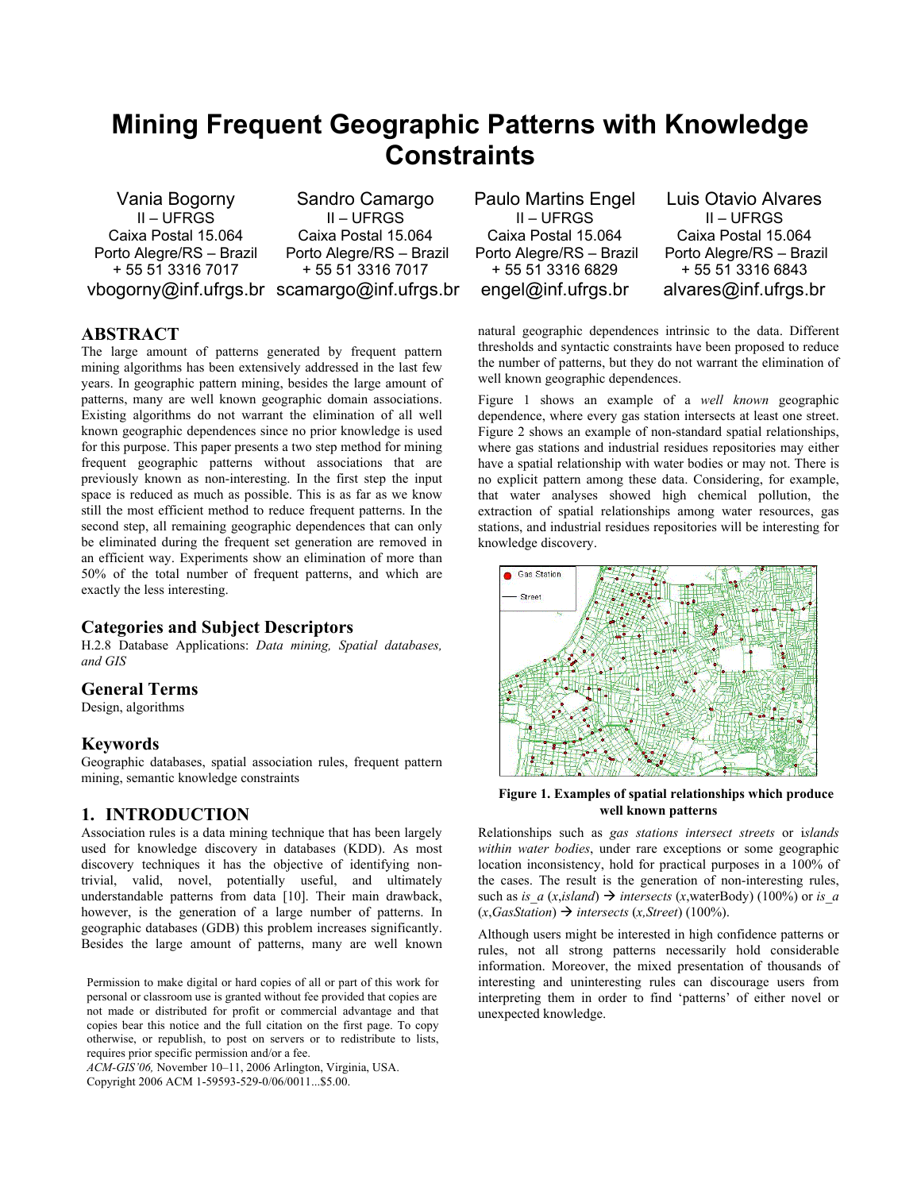# Mining Frequent Geographic Patterns with Knowledge Constraints

Vania Bogorny
II – UFRGS
Caixa Postal 15.064
Porto Alegre/RS – Brazil
+ 55 51 3316 7017
vbogorny@inf.ufrgs.br

Sandro Camargo
II – UFRGS
Caixa Postal 15.064
Porto Alegre/RS – Brazil
+ 55 51 3316 7017
scamargo@inf.ufrgs.br

Paulo Martins Engel
II – UFRGS
Caixa Postal 15.064
Porto Alegre/RS – Brazil
+ 55 51 3316 6829
engel@inf.ufrgs.br

Luis Otavio Alvares
II – UFRGS
Caixa Postal 15.064
Porto Alegre/RS – Brazil
+ 55 51 3316 6843
alvares@inf.ufrgs.br

## ABSTRACT

The large amount of patterns generated by frequent pattern mining algorithms has been extensively addressed in the last few years. In geographic pattern mining, besides the large amount of patterns, many are well known geographic domain associations. Existing algorithms do not warrant the elimination of all well known geographic dependences since no prior knowledge is used for this purpose. This paper presents a two step method for mining frequent geographic patterns without associations that are previously known as non-interesting. In the first step the input space is reduced as much as possible. This is as far as we know still the most efficient method to reduce frequent patterns. In the second step, all remaining geographic dependences that can only be eliminated during the frequent set generation are removed in an efficient way. Experiments show an elimination of more than 50% of the total number of frequent patterns, and which are exactly the less interesting.

### Categories and Subject Descriptors

H.2.8 Database Applications: *Data mining, Spatial databases, and GIS*

### General Terms

Design, algorithms

### Keywords

Geographic databases, spatial association rules, frequent pattern mining, semantic knowledge constraints

## 1. INTRODUCTION

Association rules is a data mining technique that has been largely used for knowledge discovery in databases (KDD). As most discovery techniques it has the objective of identifying non-trivial, valid, novel, potentially useful, and ultimately understandable patterns from data [10]. Their main drawback, however, is the generation of a large number of patterns. In geographic databases (GDB) this problem increases significantly. Besides the large amount of patterns, many are well known natural geographic dependences intrinsic to the data. Different thresholds and syntactic constraints have been proposed to reduce the number of patterns, but they do not warrant the elimination of well known geographic dependences.

Permission to make digital or hard copies of all or part of this work for personal or classroom use is granted without fee provided that copies are not made or distributed for profit or commercial advantage and that copies bear this notice and the full citation on the first page. To copy otherwise, or republish, to post on servers or to redistribute to lists, requires prior specific permission and/or a fee.
*ACM-GIS'06,* November 10–11, 2006 Arlington, Virginia, USA.
Copyright 2006 ACM 1-59593-529-0/06/0011...$5.00.

Figure 1 shows an example of a *well known* geographic dependence, where every gas station intersects at least one street. Figure 2 shows an example of non-standard spatial relationships, where gas stations and industrial residues repositories may either have a spatial relationship with water bodies or may not. There is no explicit pattern among these data. Considering, for example, that water analyses showed high chemical pollution, the extraction of spatial relationships among water resources, gas stations, and industrial residues repositories will be interesting for knowledge discovery.

**Figure 1. Examples of spatial relationships which produce well known patterns**

Relationships such as *gas stations intersect streets* or i*slands within water bodies*, under rare exceptions or some geographic location inconsistency, hold for practical purposes in a 100% of the cases. The result is the generation of non-interesting rules, such as *is_a* (*x*,*island*) → *intersects* (*x*,waterBody) (100%) or *is_a* (*x*,*GasStation*) → *intersects* (*x,Street*) (100%).

Although users might be interested in high confidence patterns or rules, not all strong patterns necessarily hold considerable information. Moreover, the mixed presentation of thousands of interesting and uninteresting rules can discourage users from interpreting them in order to find 'patterns' of either novel or unexpected knowledge.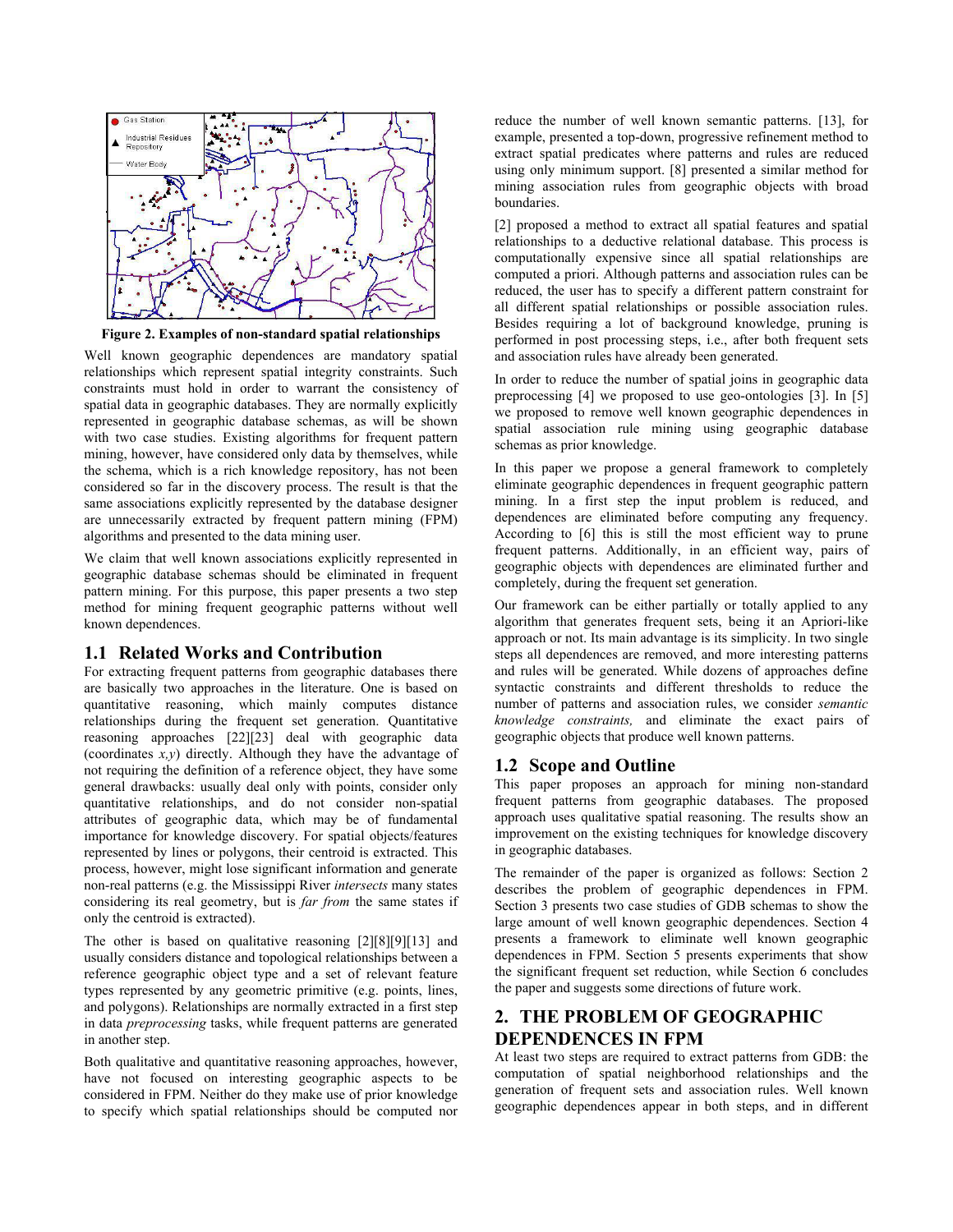Gas Station

Industrial Residues Repository

Water Body

**Figure 2. Examples of non-standard spatial relationships**

Well known geographic dependences are mandatory spatial relationships which represent spatial integrity constraints. Such constraints must hold in order to warrant the consistency of spatial data in geographic databases. They are normally explicitly represented in geographic database schemas, as will be shown with two case studies. Existing algorithms for frequent pattern mining, however, have considered only data by themselves, while the schema, which is a rich knowledge repository, has not been considered so far in the discovery process. The result is that the same associations explicitly represented by the database designer are unnecessarily extracted by frequent pattern mining (FPM) algorithms and presented to the data mining user.

We claim that well known associations explicitly represented in geographic database schemas should be eliminated in frequent pattern mining. For this purpose, this paper presents a two step method for mining frequent geographic patterns without well known dependences.

## 1.1 Related Works and Contribution

For extracting frequent patterns from geographic databases there are basically two approaches in the literature. One is based on quantitative reasoning, which mainly computes distance relationships during the frequent set generation. Quantitative reasoning approaches [22][23] deal with geographic data (coordinates *x,y*) directly. Although they have the advantage of not requiring the definition of a reference object, they have some general drawbacks: usually deal only with points, consider only quantitative relationships, and do not consider non-spatial attributes of geographic data, which may be of fundamental importance for knowledge discovery. For spatial objects/features represented by lines or polygons, their centroid is extracted. This process, however, might lose significant information and generate non-real patterns (e.g. the Mississippi River *intersects* many states considering its real geometry, but is *far from* the same states if only the centroid is extracted).

The other is based on qualitative reasoning [2][8][9][13] and usually considers distance and topological relationships between a reference geographic object type and a set of relevant feature types represented by any geometric primitive (e.g. points, lines, and polygons). Relationships are normally extracted in a first step in data *preprocessing* tasks, while frequent patterns are generated in another step.

Both qualitative and quantitative reasoning approaches, however, have not focused on interesting geographic aspects to be considered in FPM. Neither do they make use of prior knowledge to specify which spatial relationships should be computed nor reduce the number of well known semantic patterns. [13], for example, presented a top-down, progressive refinement method to extract spatial predicates where patterns and rules are reduced using only minimum support. [8] presented a similar method for mining association rules from geographic objects with broad boundaries.

[2] proposed a method to extract all spatial features and spatial relationships to a deductive relational database. This process is computationally expensive since all spatial relationships are computed a priori. Although patterns and association rules can be reduced, the user has to specify a different pattern constraint for all different spatial relationships or possible association rules. Besides requiring a lot of background knowledge, pruning is performed in post processing steps, i.e., after both frequent sets and association rules have already been generated.

In order to reduce the number of spatial joins in geographic data preprocessing [4] we proposed to use geo-ontologies [3]. In [5] we proposed to remove well known geographic dependences in spatial association rule mining using geographic database schemas as prior knowledge.

In this paper we propose a general framework to completely eliminate geographic dependences in frequent geographic pattern mining. In a first step the input problem is reduced, and dependences are eliminated before computing any frequency. According to [6] this is still the most efficient way to prune frequent patterns. Additionally, in an efficient way, pairs of geographic objects with dependences are eliminated further and completely, during the frequent set generation.

Our framework can be either partially or totally applied to any algorithm that generates frequent sets, being it an Apriori-like approach or not. Its main advantage is its simplicity. In two single steps all dependences are removed, and more interesting patterns and rules will be generated. While dozens of approaches define syntactic constraints and different thresholds to reduce the number of patterns and association rules, we consider *semantic knowledge constraints,* and eliminate the exact pairs of geographic objects that produce well known patterns.

## 1.2 Scope and Outline

This paper proposes an approach for mining non-standard frequent patterns from geographic databases. The proposed approach uses qualitative spatial reasoning. The results show an improvement on the existing techniques for knowledge discovery in geographic databases.

The remainder of the paper is organized as follows: Section 2 describes the problem of geographic dependences in FPM. Section 3 presents two case studies of GDB schemas to show the large amount of well known geographic dependences. Section 4 presents a framework to eliminate well known geographic dependences in FPM. Section 5 presents experiments that show the significant frequent set reduction, while Section 6 concludes the paper and suggests some directions of future work.

# 2. THE PROBLEM OF GEOGRAPHIC DEPENDENCES IN FPM

At least two steps are required to extract patterns from GDB: the computation of spatial neighborhood relationships and the generation of frequent sets and association rules. Well known geographic dependences appear in both steps, and in different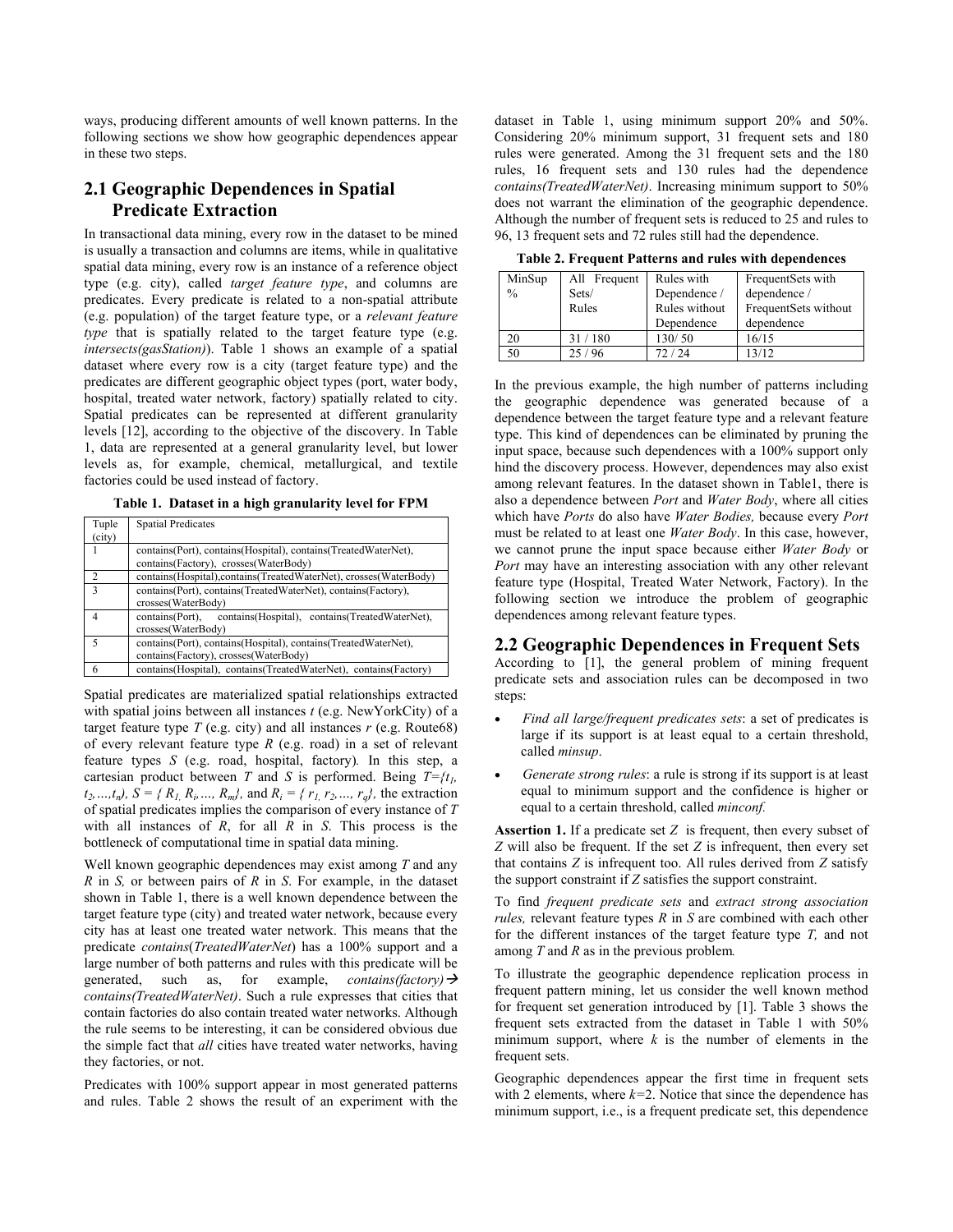ways, producing different amounts of well known patterns. In the following sections we show how geographic dependences appear in these two steps.

## 2.1 Geographic Dependences in Spatial Predicate Extraction

In transactional data mining, every row in the dataset to be mined is usually a transaction and columns are items, while in qualitative spatial data mining, every row is an instance of a reference object type (e.g. city), called *target feature type*, and columns are predicates. Every predicate is related to a non-spatial attribute (e.g. population) of the target feature type, or a *relevant feature type* that is spatially related to the target feature type (e.g. *intersects(gasStation)*). Table 1 shows an example of a spatial dataset where every row is a city (target feature type) and the predicates are different geographic object types (port, water body, hospital, treated water network, factory) spatially related to city. Spatial predicates can be represented at different granularity levels [12], according to the objective of the discovery. In Table 1, data are represented at a general granularity level, but lower levels as, for example, chemical, metallurgical, and textile factories could be used instead of factory.

**Table 1. Dataset in a high granularity level for FPM**

| Tuple (city) | Spatial Predicates |
|---|---|
| 1 | contains(Port), contains(Hospital), contains(TreatedWaterNet), contains(Factory), crosses(WaterBody) |
| 2 | contains(Hospital),contains(TreatedWaterNet), crosses(WaterBody) |
| 3 | contains(Port), contains(TreatedWaterNet), contains(Factory), crosses(WaterBody) |
| 4 | contains(Port), contains(Hospital), contains(TreatedWaterNet), crosses(WaterBody) |
| 5 | contains(Port), contains(Hospital), contains(TreatedWaterNet), contains(Factory), crosses(WaterBody) |
| 6 | contains(Hospital), contains(TreatedWaterNet), contains(Factory) |

Spatial predicates are materialized spatial relationships extracted with spatial joins between all instances *t* (e.g. NewYorkCity) of a target feature type *T* (e.g. city) and all instances *r* (e.g. Route68) of every relevant feature type *R* (e.g. road) in a set of relevant feature types *S* (e.g. road, hospital, factory). In this step, a cartesian product between *T* and *S* is performed. Being $T=\{t_1, t_2,\ldots,t_n\}$, $S = \{R_1, R_i,\ldots, R_m\}$, and $R_i = \{r_1, r_2,\ldots, r_q\}$, the extraction of spatial predicates implies the comparison of every instance of *T* with all instances of *R*, for all *R* in *S*. This process is the bottleneck of computational time in spatial data mining.

Well known geographic dependences may exist among *T* and any *R* in *S*, or between pairs of *R* in *S*. For example, in the dataset shown in Table 1, there is a well known dependence between the target feature type (city) and treated water network, because every city has at least one treated water network. This means that the predicate *contains*(*TreatedWaterNet*) has a 100% support and a large number of both patterns and rules with this predicate will be generated, such as, for example, *contains(factory)*→ *contains(TreatedWaterNet)*. Such a rule expresses that cities that contain factories do also contain treated water networks. Although the rule seems to be interesting, it can be considered obvious due the simple fact that *all* cities have treated water networks, having they factories, or not.

Predicates with 100% support appear in most generated patterns and rules. Table 2 shows the result of an experiment with the dataset in Table 1, using minimum support 20% and 50%. Considering 20% minimum support, 31 frequent sets and 180 rules were generated. Among the 31 frequent sets and the 180 rules, 16 frequent sets and 130 rules had the dependence *contains(TreatedWaterNet)*. Increasing minimum support to 50% does not warrant the elimination of the geographic dependence. Although the number of frequent sets is reduced to 25 and rules to 96, 13 frequent sets and 72 rules still had the dependence.

**Table 2. Frequent Patterns and rules with dependences**

| MinSup % | All Frequent Sets/ Rules | Rules with Dependence / Rules without Dependence | FrequentSets with dependence / FrequentSets without dependence |
|---|---|---|---|
| 20 | 31 / 180 | 130/ 50 | 16/15 |
| 50 | 25 / 96 | 72 / 24 | 13/12 |

In the previous example, the high number of patterns including the geographic dependence was generated because of a dependence between the target feature type and a relevant feature type. This kind of dependences can be eliminated by pruning the input space, because such dependences with a 100% support only hind the discovery process. However, dependences may also exist among relevant features. In the dataset shown in Table1, there is also a dependence between *Port* and *Water Body*, where all cities which have *Ports* do also have *Water Bodies,* because every *Port* must be related to at least one *Water Body*. In this case, however, we cannot prune the input space because either *Water Body* or *Port* may have an interesting association with any other relevant feature type (Hospital, Treated Water Network, Factory). In the following section we introduce the problem of geographic dependences among relevant feature types.

## 2.2 Geographic Dependences in Frequent Sets

According to [1], the general problem of mining frequent predicate sets and association rules can be decomposed in two steps:

- *Find all large/frequent predicates sets*: a set of predicates is large if its support is at least equal to a certain threshold, called *minsup*.
- *Generate strong rules*: a rule is strong if its support is at least equal to minimum support and the confidence is higher or equal to a certain threshold, called *minconf.*

**Assertion 1.** If a predicate set *Z* is frequent, then every subset of *Z* will also be frequent. If the set *Z* is infrequent, then every set that contains *Z* is infrequent too. All rules derived from *Z* satisfy the support constraint if *Z* satisfies the support constraint.

To find *frequent predicate sets* and *extract strong association rules,* relevant feature types *R* in *S* are combined with each other for the different instances of the target feature type *T,* and not among *T* and *R* as in the previous problem*.*

To illustrate the geographic dependence replication process in frequent pattern mining, let us consider the well known method for frequent set generation introduced by [1]. Table 3 shows the frequent sets extracted from the dataset in Table 1 with 50% minimum support, where *k* is the number of elements in the frequent sets.

Geographic dependences appear the first time in frequent sets with 2 elements, where *k*=2. Notice that since the dependence has minimum support, i.e., is a frequent predicate set, this dependence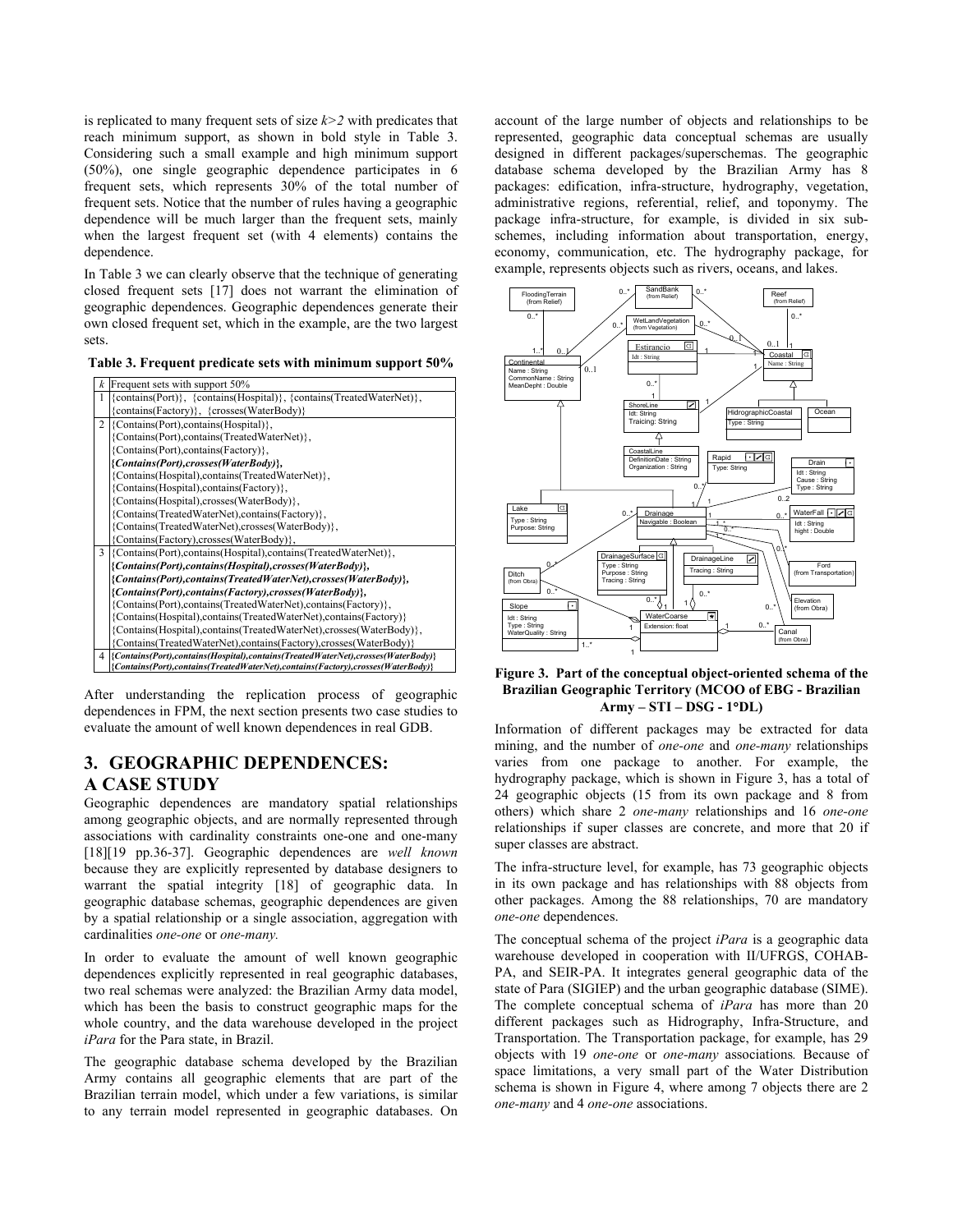is replicated to many frequent sets of size $k>2$ with predicates that reach minimum support, as shown in bold style in Table 3. Considering such a small example and high minimum support (50%), one single geographic dependence participates in 6 frequent sets, which represents 30% of the total number of frequent sets. Notice that the number of rules having a geographic dependence will be much larger than the frequent sets, mainly when the largest frequent set (with 4 elements) contains the dependence.

In Table 3 we can clearly observe that the technique of generating closed frequent sets [17] does not warrant the elimination of geographic dependences. Geographic dependences generate their own closed frequent set, which in the example, are the two largest sets.

**Table 3. Frequent predicate sets with minimum support 50%**

| *k* | Frequent sets with support 50% |
|---|---|
| 1 | {contains(Port)}, {contains(Hospital)}, {contains(TreatedWaterNet)}, {contains(Factory)}, {crosses(WaterBody)} |
| 2 | {Contains(Port),contains(Hospital)}, {Contains(Port),contains(TreatedWaterNet)}, {Contains(Port),contains(Factory)}, ***{Contains(Port),crosses(WaterBody)}***, {Contains(Hospital),contains(TreatedWaterNet)}, {Contains(Hospital),contains(Factory)}, {Contains(Hospital),crosses(WaterBody)}, {Contains(TreatedWaterNet),contains(Factory)}, {Contains(TreatedWaterNet),crosses(WaterBody)}, {Contains(Factory),crosses(WaterBody)}, |
| 3 | {Contains(Port),contains(Hospital),contains(TreatedWaterNet)}, ***{Contains(Port),contains(Hospital),crosses(WaterBody)}***, ***{Contains(Port),contains(TreatedWaterNet),crosses(WaterBody)}***, ***{Contains(Port),contains(Factory),crosses(WaterBody)}***, {Contains(Port),contains(TreatedWaterNet),contains(Factory)}, {Contains(Hospital),contains(TreatedWaterNet),contains(Factory)} {Contains(Hospital),contains(TreatedWaterNet),crosses(WaterBody)}, {Contains(TreatedWaterNet),contains(Factory),crosses(WaterBody)} |
| 4 | ***{Contains(Port),contains(Hospital),contains(TreatedWaterNet),crosses(WaterBody)}*** ***{Contains(Port),contains(TreatedWaterNet),contains(Factory),crosses(WaterBody)}*** |

After understanding the replication process of geographic dependences in FPM, the next section presents two case studies to evaluate the amount of well known dependences in real GDB.

# 3. GEOGRAPHIC DEPENDENCES: A CASE STUDY

Geographic dependences are mandatory spatial relationships among geographic objects, and are normally represented through associations with cardinality constraints one-one and one-many [18][19 pp.36-37]. Geographic dependences are *well known* because they are explicitly represented by database designers to warrant the spatial integrity [18] of geographic data. In geographic database schemas, geographic dependences are given by a spatial relationship or a single association, aggregation with cardinalities *one-one* or *one-many.*

In order to evaluate the amount of well known geographic dependences explicitly represented in real geographic databases, two real schemas were analyzed: the Brazilian Army data model, which has been the basis to construct geographic maps for the whole country, and the data warehouse developed in the project *iPara* for the Para state, in Brazil.

The geographic database schema developed by the Brazilian Army contains all geographic elements that are part of the Brazilian terrain model, which under a few variations, is similar to any terrain model represented in geographic databases. On account of the large number of objects and relationships to be represented, geographic data conceptual schemas are usually designed in different packages/superschemas. The geographic database schema developed by the Brazilian Army has 8 packages: edification, infra-structure, hydrography, vegetation, administrative regions, referential, relief, and toponymy. The package infra-structure, for example, is divided in six sub-schemes, including information about transportation, energy, economy, communication, etc. The hydrography package, for example, represents objects such as rivers, oceans, and lakes.

**Figure 3. Part of the conceptual object-oriented schema of the Brazilian Geographic Territory (MCOO of EBG - Brazilian Army – STI – DSG - 1°DL)**

Information of different packages may be extracted for data mining, and the number of *one-one* and *one-many* relationships varies from one package to another. For example, the hydrography package, which is shown in Figure 3, has a total of 24 geographic objects (15 from its own package and 8 from others) which share 2 *one-many* relationships and 16 *one-one* relationships if super classes are concrete, and more that 20 if super classes are abstract.

The infra-structure level, for example, has 73 geographic objects in its own package and has relationships with 88 objects from other packages. Among the 88 relationships, 70 are mandatory *one-one* dependences.

The conceptual schema of the project *iPara* is a geographic data warehouse developed in cooperation with II/UFRGS, COHAB-PA, and SEIR-PA. It integrates general geographic data of the state of Para (SIGIEP) and the urban geographic database (SIME). The complete conceptual schema of *iPara* has more than 20 different packages such as Hidrography, Infra-Structure, and Transportation. The Transportation package, for example, has 29 objects with 19 *one-one* or *one-many* associations*.* Because of space limitations, a very small part of the Water Distribution schema is shown in Figure 4, where among 7 objects there are 2 *one-many* and 4 *one-one* associations.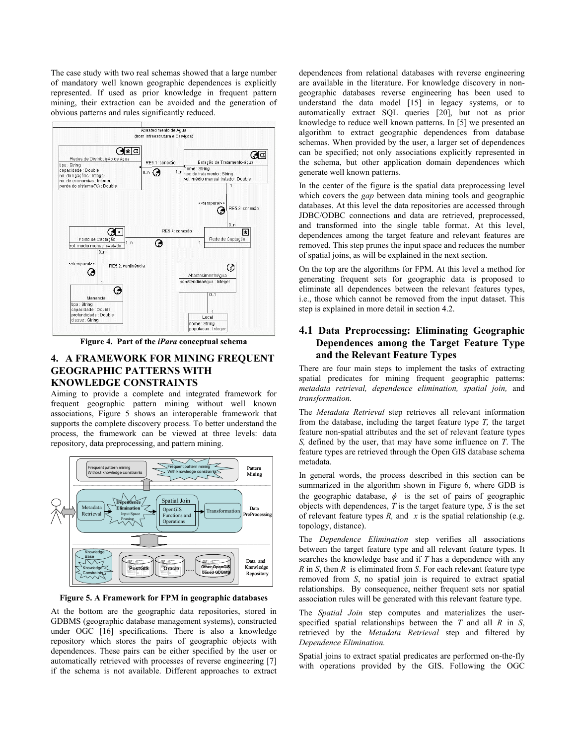The case study with two real schemas showed that a large number of mandatory well known geographic dependences is explicitly represented. If used as prior knowledge in frequent pattern mining, their extraction can be avoided and the generation of obvious patterns and rules significantly reduced.

**Figure 4. Part of the *iPara* conceptual schema**

## 4. A FRAMEWORK FOR MINING FREQUENT GEOGRAPHIC PATTERNS WITH KNOWLEDGE CONSTRAINTS

Aiming to provide a complete and integrated framework for frequent geographic pattern mining without well known associations, Figure 5 shows an interoperable framework that supports the complete discovery process. To better understand the process, the framework can be viewed at three levels: data repository, data preprocessing, and pattern mining.

**Figure 5. A Framework for FPM in geographic databases**

At the bottom are the geographic data repositories, stored in GDBMS (geographic database management systems), constructed under OGC [16] specifications. There is also a knowledge repository which stores the pairs of geographic objects with dependences. These pairs can be either specified by the user or automatically retrieved with processes of reverse engineering [7] if the schema is not available. Different approaches to extract dependences from relational databases with reverse engineering are available in the literature. For knowledge discovery in non-geographic databases reverse engineering has been used to understand the data model [15] in legacy systems, or to automatically extract SQL queries [20], but not as prior knowledge to reduce well known patterns. In [5] we presented an algorithm to extract geographic dependences from database schemas. When provided by the user, a larger set of dependences can be specified; not only associations explicitly represented in the schema, but other application domain dependences which generate well known patterns.

In the center of the figure is the spatial data preprocessing level which covers the *gap* between data mining tools and geographic databases. At this level the data repositories are accessed through JDBC/ODBC connections and data are retrieved, preprocessed, and transformed into the single table format. At this level, dependences among the target feature and relevant features are removed. This step prunes the input space and reduces the number of spatial joins, as will be explained in the next section.

On the top are the algorithms for FPM. At this level a method for generating frequent sets for geographic data is proposed to eliminate all dependences between the relevant features types, i.e., those which cannot be removed from the input dataset. This step is explained in more detail in section 4.2.

### 4.1 Data Preprocessing: Eliminating Geographic Dependences among the Target Feature Type and the Relevant Feature Types

There are four main steps to implement the tasks of extracting spatial predicates for mining frequent geographic patterns: *metadata retrieval, dependence elimination, spatial join,* and *transformation.*

The *Metadata Retrieval* step retrieves all relevant information from the database, including the target feature type *T,* the target feature non-spatial attributes and the set of relevant feature types *S,* defined by the user, that may have some influence on *T*. The feature types are retrieved through the Open GIS database schema metadata.

In general words, the process described in this section can be summarized in the algorithm shown in Figure 6, where GDB is the geographic database, $\phi$ is the set of pairs of geographic objects with dependences, *T* is the target feature type*, S* is the set of relevant feature types *R,* and *x* is the spatial relationship (e.g. topology, distance).

The *Dependence Elimination* step verifies all associations between the target feature type and all relevant feature types. It searches the knowledge base and if *T* has a dependence with any *R* in *S*, then *R* is eliminated from *S*. For each relevant feature type removed from *S*, no spatial join is required to extract spatial relationships. By consequence, neither frequent sets nor spatial association rules will be generated with this relevant feature type.

The *Spatial Join* step computes and materializes the user-specified spatial relationships between the *T* and all *R* in *S*, retrieved by the *Metadata Retrieval* step and filtered by *Dependence Elimination.*

Spatial joins to extract spatial predicates are performed on-the-fly with operations provided by the GIS. Following the OGC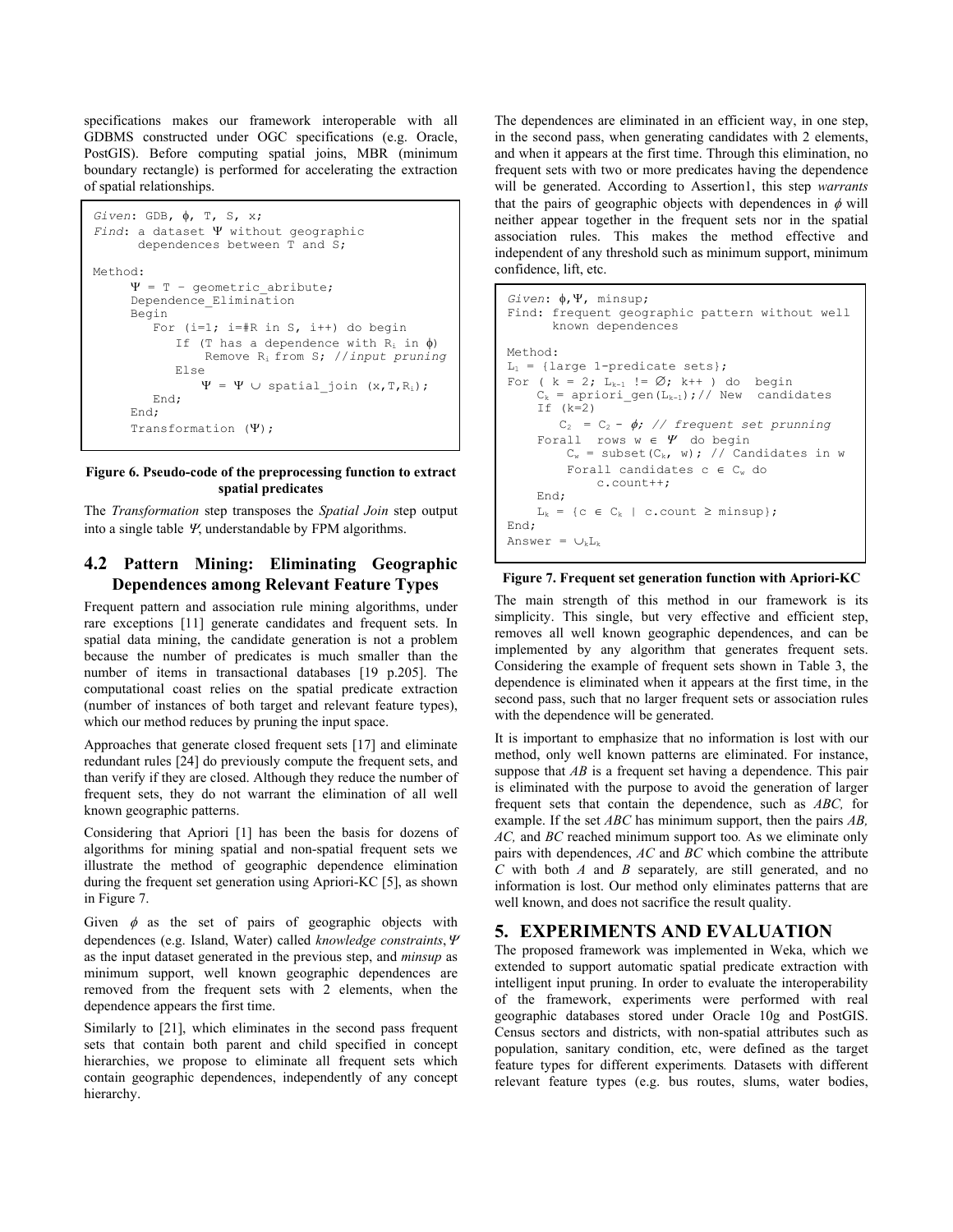specifications makes our framework interoperable with all GDBMS constructed under OGC specifications (e.g. Oracle, PostGIS). Before computing spatial joins, MBR (minimum boundary rectangle) is performed for accelerating the extraction of spatial relationships.

```
Given: GDB, ϕ, T, S, x;
Find: a dataset Ψ without geographic
      dependences between T and S;

Method:
     Ψ = T – geometric_abribute;
     Dependence_Elimination
     Begin
        For (i=1; i=#R in S, i++) do begin
           If (T has a dependence with Ri in ϕ)
               Remove Ri from S; //input pruning
           Else
               Ψ = Ψ ∪ spatial_join (x,T,Ri);
        End;
     End;
     Transformation (Ψ);
```

**Figure 6. Pseudo-code of the preprocessing function to extract spatial predicates**

The *Transformation* step transposes the *Spatial Join* step output into a single table *Ψ*, understandable by FPM algorithms.

## 4.2 Pattern Mining: Eliminating Geographic Dependences among Relevant Feature Types

Frequent pattern and association rule mining algorithms, under rare exceptions [11] generate candidates and frequent sets. In spatial data mining, the candidate generation is not a problem because the number of predicates is much smaller than the number of items in transactional databases [19 p.205]. The computational coast relies on the spatial predicate extraction (number of instances of both target and relevant feature types), which our method reduces by pruning the input space.

Approaches that generate closed frequent sets [17] and eliminate redundant rules [24] do previously compute the frequent sets, and than verify if they are closed. Although they reduce the number of frequent sets, they do not warrant the elimination of all well known geographic patterns.

Considering that Apriori [1] has been the basis for dozens of algorithms for mining spatial and non-spatial frequent sets we illustrate the method of geographic dependence elimination during the frequent set generation using Apriori-KC [5], as shown in Figure 7.

Given $\phi$ as the set of pairs of geographic objects with dependences (e.g. Island, Water) called *knowledge constraints*, $\Psi$ as the input dataset generated in the previous step, and *minsup* as minimum support, well known geographic dependences are removed from the frequent sets with 2 elements, when the dependence appears the first time.

Similarly to [21], which eliminates in the second pass frequent sets that contain both parent and child specified in concept hierarchies, we propose to eliminate all frequent sets which contain geographic dependences, independently of any concept hierarchy.

The dependences are eliminated in an efficient way, in one step, in the second pass, when generating candidates with 2 elements, and when it appears at the first time. Through this elimination, no frequent sets with two or more predicates having the dependence will be generated. According to Assertion1, this step *warrants* that the pairs of geographic objects with dependences in $\phi$ will neither appear together in the frequent sets nor in the spatial association rules. This makes the method effective and independent of any threshold such as minimum support, minimum confidence, lift, etc.

```
Given: ϕ,Ψ, minsup;
Find: frequent geographic pattern without well
      known dependences

Method:
L1 = {large 1-predicate sets};
For ( k = 2; Lk-1 != ∅; k++ ) do  begin
    Ck = apriori_gen(Lk-1);// New  candidates
    If (k=2)
       C2  = C2 - ϕ; // frequent set prunning
    Forall  rows w ∈ Ψ  do begin
        Cw = subset(Ck, w); // Candidates in w
        Forall candidates c ∈ Cw do
            c.count++;
    End;
    Lk = {c ∈ Ck | c.count ≥ minsup};
End;
Answer = ∪kLk
```

**Figure 7. Frequent set generation function with Apriori-KC**

The main strength of this method in our framework is its simplicity. This single, but very effective and efficient step, removes all well known geographic dependences, and can be implemented by any algorithm that generates frequent sets. Considering the example of frequent sets shown in Table 3, the dependence is eliminated when it appears at the first time, in the second pass, such that no larger frequent sets or association rules with the dependence will be generated.

It is important to emphasize that no information is lost with our method, only well known patterns are eliminated. For instance, suppose that *AB* is a frequent set having a dependence. This pair is eliminated with the purpose to avoid the generation of larger frequent sets that contain the dependence, such as *ABC,* for example. If the set *ABC* has minimum support, then the pairs *AB, AC,* and *BC* reached minimum support too*.* As we eliminate only pairs with dependences, *AC* and *BC* which combine the attribute *C* with both *A* and *B* separately*,* are still generated, and no information is lost. Our method only eliminates patterns that are well known, and does not sacrifice the result quality.

# 5. EXPERIMENTS AND EVALUATION

The proposed framework was implemented in Weka, which we extended to support automatic spatial predicate extraction with intelligent input pruning. In order to evaluate the interoperability of the framework, experiments were performed with real geographic databases stored under Oracle 10g and PostGIS. Census sectors and districts, with non-spatial attributes such as population, sanitary condition, etc, were defined as the target feature types for different experiments*.* Datasets with different relevant feature types (e.g. bus routes, slums, water bodies,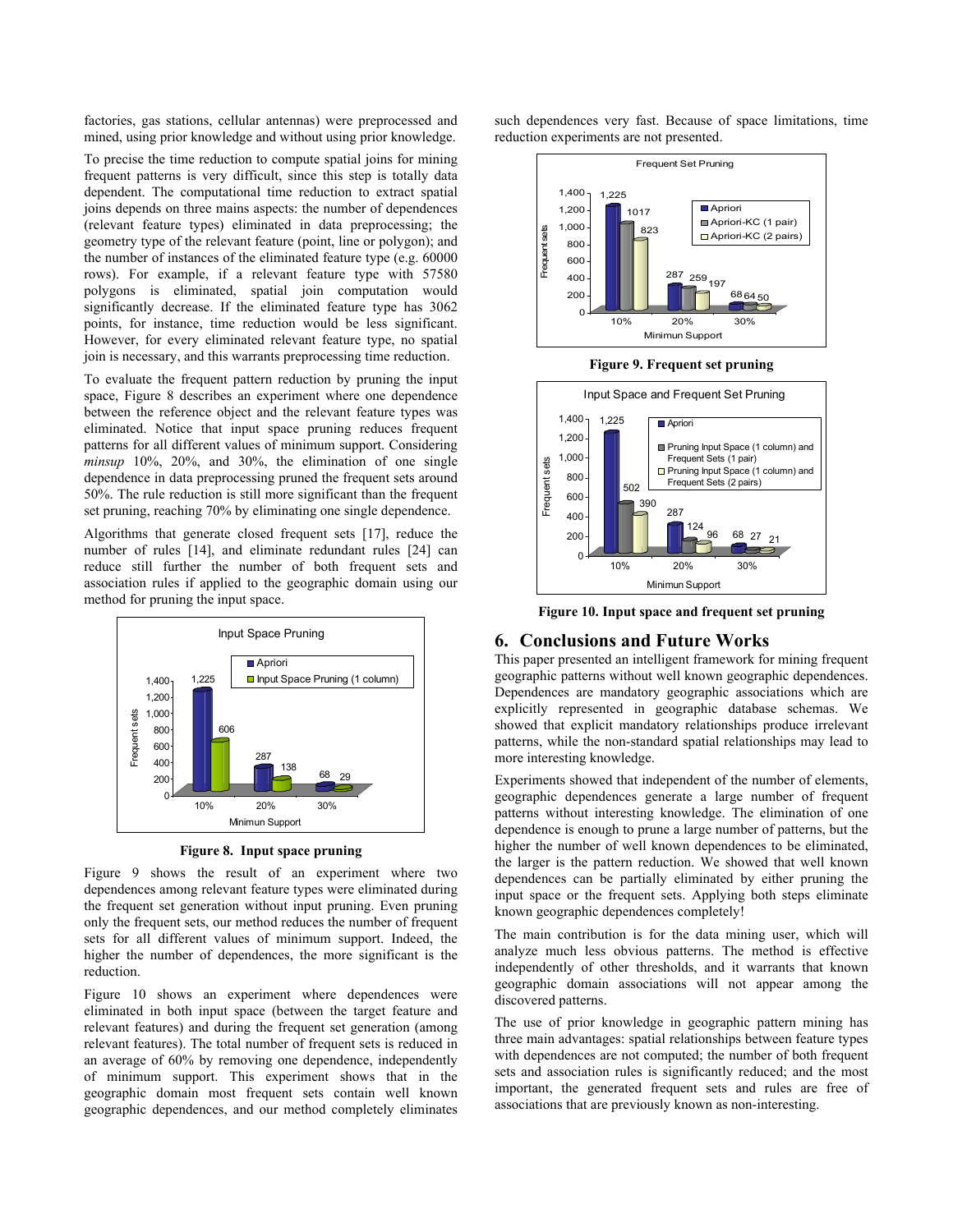factories, gas stations, cellular antennas) were preprocessed and mined, using prior knowledge and without using prior knowledge.

To precise the time reduction to compute spatial joins for mining frequent patterns is very difficult, since this step is totally data dependent. The computational time reduction to extract spatial joins depends on three mains aspects: the number of dependences (relevant feature types) eliminated in data preprocessing; the geometry type of the relevant feature (point, line or polygon); and the number of instances of the eliminated feature type (e.g. 60000 rows). For example, if a relevant feature type with 57580 polygons is eliminated, spatial join computation would significantly decrease. If the eliminated feature type has 3062 points, for instance, time reduction would be less significant. However, for every eliminated relevant feature type, no spatial join is necessary, and this warrants preprocessing time reduction.

To evaluate the frequent pattern reduction by pruning the input space, Figure 8 describes an experiment where one dependence between the reference object and the relevant feature types was eliminated. Notice that input space pruning reduces frequent patterns for all different values of minimum support. Considering *minsup* 10%, 20%, and 30%, the elimination of one single dependence in data preprocessing pruned the frequent sets around 50%. The rule reduction is still more significant than the frequent set pruning, reaching 70% by eliminating one single dependence.

Algorithms that generate closed frequent sets [17], reduce the number of rules [14], and eliminate redundant rules [24] can reduce still further the number of both frequent sets and association rules if applied to the geographic domain using our method for pruning the input space.

**Figure 8. Input space pruning**

Figure 9 shows the result of an experiment where two dependences among relevant feature types were eliminated during the frequent set generation without input pruning. Even pruning only the frequent sets, our method reduces the number of frequent sets for all different values of minimum support. Indeed, the higher the number of dependences, the more significant is the reduction.

Figure 10 shows an experiment where dependences were eliminated in both input space (between the target feature and relevant features) and during the frequent set generation (among relevant features). The total number of frequent sets is reduced in an average of 60% by removing one dependence, independently of minimum support. This experiment shows that in the geographic domain most frequent sets contain well known geographic dependences, and our method completely eliminates such dependences very fast. Because of space limitations, time reduction experiments are not presented.

**Figure 9. Frequent set pruning**

**Figure 10. Input space and frequent set pruning**

## 6. Conclusions and Future Works

This paper presented an intelligent framework for mining frequent geographic patterns without well known geographic dependences. Dependences are mandatory geographic associations which are explicitly represented in geographic database schemas. We showed that explicit mandatory relationships produce irrelevant patterns, while the non-standard spatial relationships may lead to more interesting knowledge.

Experiments showed that independent of the number of elements, geographic dependences generate a large number of frequent patterns without interesting knowledge. The elimination of one dependence is enough to prune a large number of patterns, but the higher the number of well known dependences to be eliminated, the larger is the pattern reduction. We showed that well known dependences can be partially eliminated by either pruning the input space or the frequent sets. Applying both steps eliminate known geographic dependences completely!

The main contribution is for the data mining user, which will analyze much less obvious patterns. The method is effective independently of other thresholds, and it warrants that known geographic domain associations will not appear among the discovered patterns.

The use of prior knowledge in geographic pattern mining has three main advantages: spatial relationships between feature types with dependences are not computed; the number of both frequent sets and association rules is significantly reduced; and the most important, the generated frequent sets and rules are free of associations that are previously known as non-interesting.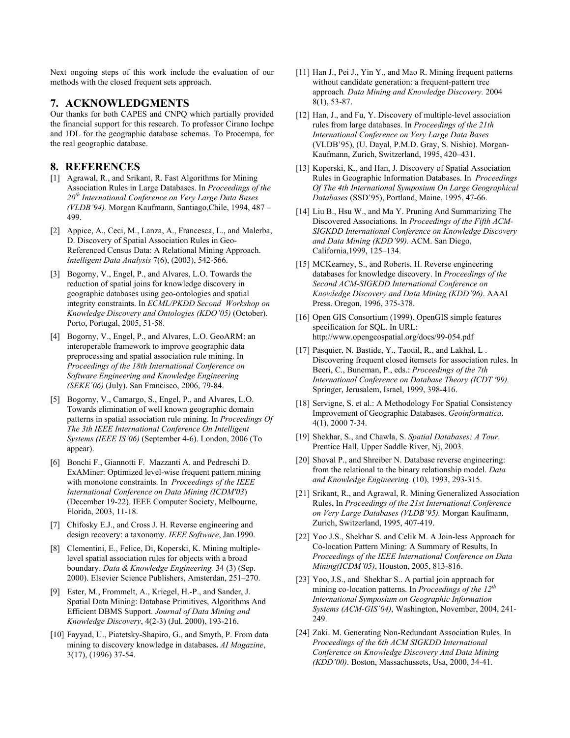Next ongoing steps of this work include the evaluation of our methods with the closed frequent sets approach.

## 7. ACKNOWLEDGMENTS

Our thanks for both CAPES and CNPQ which partially provided the financial support for this research. To professor Cirano Iochpe and 1DL for the geographic database schemas. To Procempa, for the real geographic database.

## 8. REFERENCES

[1] Agrawal, R., and Srikant, R. Fast Algorithms for Mining Association Rules in Large Databases. In *Proceedings of the 20th International Conference on Very Large Data Bases (VLDB'94).* Morgan Kaufmann, Santiago,Chile, 1994, 487 – 499.

[2] Appice, A., Ceci, M., Lanza, A., Francesca, L., and Malerba, D. Discovery of Spatial Association Rules in Geo-Referenced Census Data: A Relational Mining Approach. *Intelligent Data Analysis* 7(6), (2003), 542-566.

[3] Bogorny, V., Engel, P., and Alvares, L.O. Towards the reduction of spatial joins for knowledge discovery in geographic databases using geo-ontologies and spatial integrity constraints. In *ECML/PKDD Second Workshop on Knowledge Discovery and Ontologies (KDO'05)* (October). Porto, Portugal, 2005, 51-58.

[4] Bogorny, V., Engel, P., and Alvares, L.O. GeoARM: an interoperable framework to improve geographic data preprocessing and spatial association rule mining. In *Proceedings of the 18th International Conference on Software Engineering and Knowledge Engineering (SEKE´06)* (July). San Francisco, 2006, 79-84.

[5] Bogorny, V., Camargo, S., Engel, P., and Alvares, L.O. Towards elimination of well known geographic domain patterns in spatial association rule mining. In *Proceedings Of The 3th IEEE International Conference On Intelligent Systems (IEEE IS'06)* (September 4-6). London, 2006 (To appear).

[6] Bonchi F., Giannotti F. Mazzanti A. and Pedreschi D. ExAMiner: Optimized level-wise frequent pattern mining with monotone constraints. In *Proceedings of the IEEE International Conference on Data Mining (ICDM'03)* (December 19-22). IEEE Computer Society, Melbourne, Florida, 2003, 11-18.

[7] Chifosky E.J., and Cross J. H. Reverse engineering and design recovery: a taxonomy. *IEEE Software*, Jan.1990.

[8] Clementini, E., Felice, Di, Koperski, K. Mining multiple-level spatial association rules for objects with a broad boundary. *Data & Knowledge Engineering.* 34 (3) (Sep. 2000). Elsevier Science Publishers, Amsterdan, 251–270.

[9] Ester, M., Frommelt, A., Kriegel, H.-P., and Sander, J. Spatial Data Mining: Database Primitives, Algorithms And Efficient DBMS Support. *Journal of Data Mining and Knowledge Discovery*, 4(2-3) (Jul. 2000), 193-216.

[10] Fayyad, U., Piatetsky-Shapiro, G., and Smyth, P. From data mining to discovery knowledge in databases**.** *AI Magazine*, 3(17), (1996) 37-54.

[11] Han J., Pei J., Yin Y., and Mao R. Mining frequent patterns without candidate generation: a frequent-pattern tree approach*. Data Mining and Knowledge Discovery.* 2004 8(1), 53-87.

[12] Han, J., and Fu, Y. Discovery of multiple-level association rules from large databases. In *Proceedings of the 21th International Conference on Very Large Data Bases* (VLDB'95), (U. Dayal, P.M.D. Gray, S. Nishio). Morgan-Kaufmann, Zurich, Switzerland, 1995, 420–431.

[13] Koperski, K., and Han, J. Discovery of Spatial Association Rules in Geographic Information Databases. In *Proceedings Of The 4th International Symposium On Large Geographical Databases* (SSD'95), Portland, Maine, 1995, 47-66.

[14] Liu B., Hsu W., and Ma Y. Pruning And Summarizing The Discovered Associations. In *Proceedings of the Fifth ACM-SIGKDD International Conference on Knowledge Discovery and Data Mining (KDD'99).* ACM. San Diego, California,1999, 125–134.

[15] MCKearney, S., and Roberts, H. Reverse engineering databases for knowledge discovery. In *Proceedings of the Second ACM-SIGKDD International Conference on Knowledge Discovery and Data Mining (KDD'96)*. AAAI Press. Oregon, 1996, 375-378.

[16] Open GIS Consortium (1999). OpenGIS simple features specification for SQL. In URL: http://www.opengeospatial.org/docs/99-054.pdf

[17] Pasquier, N. Bastide, Y., Taouil, R., and Lakhal, L . Discovering frequent closed itemsets for association rules. In Beeri, C., Buneman, P., eds.: *Proceedings of the 7th International Conference on Database Theory (ICDT '99).* Springer, Jerusalem, Israel, 1999, 398-416.

[18] Servigne, S. et al.: A Methodology For Spatial Consistency Improvement of Geographic Databases. *Geoinformatica*. 4(1), 2000 7-34.

[19] Shekhar, S., and Chawla, S. *Spatial Databases: A Tour*. Prentice Hall, Upper Saddle River, Nj, 2003.

[20] Shoval P., and Shreiber N. Database reverse engineering: from the relational to the binary relationship model. *Data and Knowledge Engineering.* (10), 1993, 293-315.

[21] Srikant, R., and Agrawal, R. Mining Generalized Association Rules, In *Proceedings of the 21st International Conference on Very Large Databases (VLDB'95).* Morgan Kaufmann, Zurich, Switzerland, 1995, 407-419.

[22] Yoo J.S., Shekhar S. and Celik M. A Join-less Approach for Co-location Pattern Mining: A Summary of Results, In *Proceedings of the IEEE International Conference on Data Mining(ICDM'05)*, Houston, 2005, 813-816.

[23] Yoo, J.S., and Shekhar S.. A partial join approach for mining co-location patterns. In *Proceedings of the 12th International Symposium on Geographic Information Systems (ACM-GIS´04)*, Washington, November, 2004, 241-249.

[24] Zaki. M. Generating Non-Redundant Association Rules. In *Proceedings of the 6th ACM SIGKDD International Conference on Knowledge Discovery And Data Mining (KDD'00)*. Boston, Massachussets, Usa, 2000, 34-41.